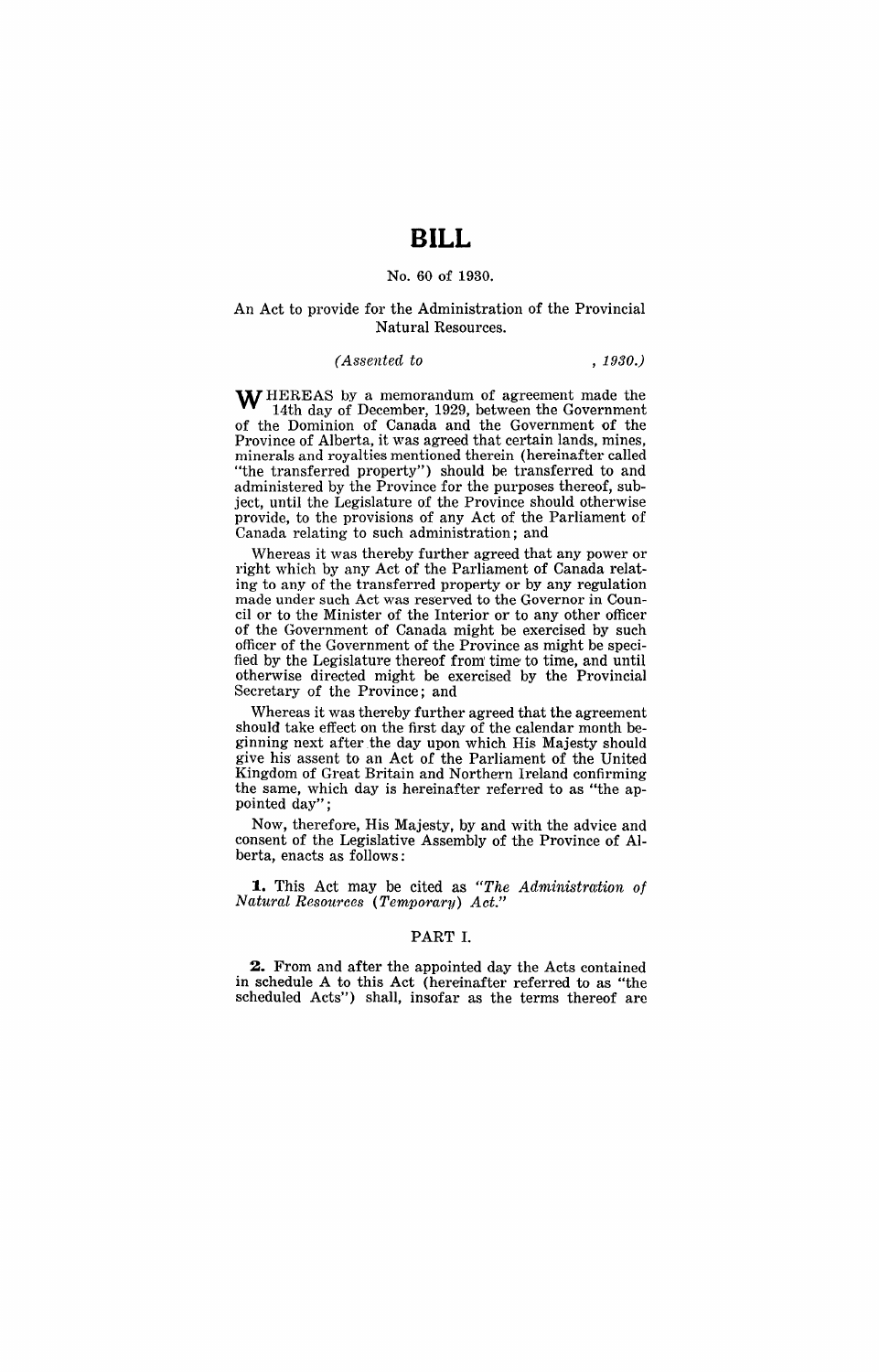# BILL

No. 60 of 1930.

An Act to provide for the Administration of the Provincial Natural Resources.

*(Assented to , 1930.)*

WHEREAS by a memorandum of agreement made the 14th day of December, 1929, between the Government of the Dominion of Canada and the Government of the Province of Alberta, it was agreed that certain lands, mines, minerals and royalties mentioned therein (hereinafter called "the transferred property") should be transferred to and administered by the Province for the purposes thereof, subject, until the Legislature of the Province should otherwise provide, to the provisions of any Act of the Parliament of Canada relating to such administration; and

Whereas it was thereby further agreed that any power or right which by any Act of the Parliament of Canada relating to any of the transferred property or by any regulation made under such Act was reserved to the Governor in Council or to the Minister of the Interior or to any other officer of the Government of Canada might be exercised by such officer of the Government of the Province as might be specified by the Legislature thereof from time to time, and until otherwise directed might be exercised by the Provincial Secretary of the Province; and

Whereas it was thereby further agreed that the agreement should take effect on the first day of the calendar month beginning next after the day upon which His Majesty should give his assent to an Act of the Parliament of the United Kingdom of Great Britain and Northern Ireland confirming the same, which day is hereinafter referred to as "the appointed day";

Now, therefore, His Majesty, by and with the advice and consent of the Legislative Assembly of the Province of Alberta, enacts as follows:

**1.** This Act may be cited as *"The Administration of Natural Resources (Temporary) Act."*

PART I.

**2.** From and after the appointed day the Acts contained in schedule A to this Act (hereinafter referred to as "the scheduled Acts") shall, insofar as the terms thereof are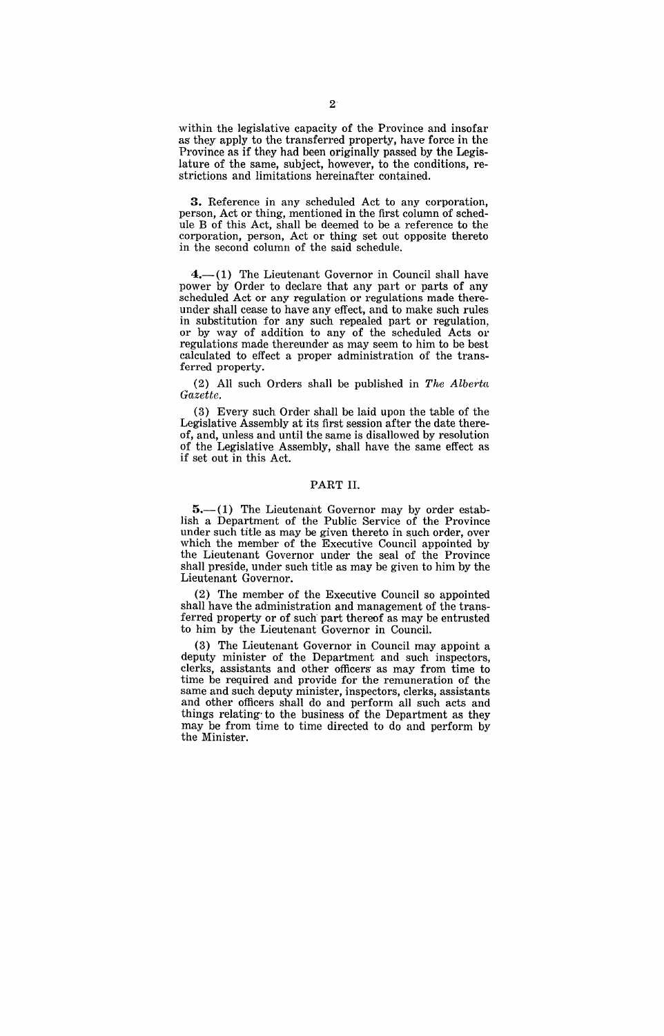within the legislative capacity of the Province and insofar as they apply to the transferred property, have force in the Province as if they had been originally passed by the Legislature of the same, subject, however, to the conditions, restrictions and limitations hereinafter contained.

**3.** Reference in any scheduled Act to any corporation, person, Act or thing, mentioned in the first column of schedule B of this Act, shall be deemed to be a reference to the corporation, person, Act or thing set out opposite thereto in the second column of the said schedule.

**4.**—(1) The Lieutenant Governor in Council shall have power by Order to declare that any part or parts of any scheduled Act or any regulation or regulations made thereunder shall cease to have any effect, and to make such rules in substitution for any such repealed part or regulation, or by way of addition to any of the scheduled Acts or regulations made thereunder as may seem to him to be best calculated to effect a proper administration of the transferred property.

(2) All such Orders shall be published in *The Alberta Gazette*.

(3) Every such Order shall be laid upon the table of the Legislative Assembly at its first session after the date thereof, and, unless and until the same is disallowed by resolution of the Legislative Assembly, shall have the same effect as if set out in this Act.

## PART II.

**5.**—(1) The Lieutenant Governor may by order establish a Department of the Public Service of the Province under such title as may be given thereto in such order, over which the member of the Executive Council appointed by the Lieutenant Governor under the seal of the Province shall preside, under such title as may be given to him by the Lieutenant Governor.

(2) The member of the Executive Council so appointed shall have the administration and management of the transferred property or of such part thereof as may be entrusted to him by the Lieutenant Governor in Council.

(3) The Lieutenant Governor in Council may appoint a deputy minister of the Department and such inspectors, clerks, assistants and other officers as may from time to time be required and provide for the remuneration of the same and such deputy minister, inspectors, clerks, assistants and other officers shall do and perform all such acts and things relating to the business of the Department as they may be from time to time directed to do and perform by the Minister.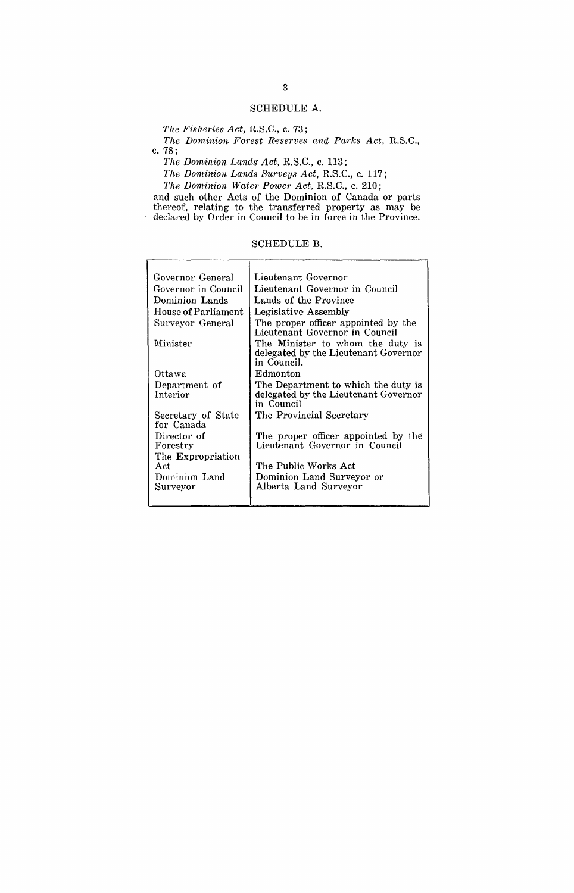## SCHEDULE A.

*The Fisheries Act,* R.S.C., c. 73;

*The Dominion Forest Reserves and Parks Act,* R.S.C., c. 78;

*The Dominion Lands Act,* R.S.C., c. 113;

*The Dominion Lands Surveys Act,* R.S.C., c. 117;

*The Dominion Water Power Act,* R.S.C., c. 210;

and such other Acts of the Dominion of Canada or parts thereof, relating to the transferred property as may be declared by Order in Council to be in force in the Province.

## SCHEDULE B.

| | |
|---|---|
| Governor General | Lieutenant Governor |
| Governor in Council | Lieutenant Governor in Council |
| Dominion Lands | Lands of the Province |
| House of Parliament | Legislative Assembly |
| Surveyor General | The proper officer appointed by the Lieutenant Governor in Council |
| Minister | The Minister to whom the duty is delegated by the Lieutenant Governor in Council. |
| Ottawa | Edmonton |
| Department of Interior | The Department to which the duty is delegated by the Lieutenant Governor in Council |
| Secretary of State for Canada | The Provincial Secretary |
| Director of Forestry | The proper officer appointed by the Lieutenant Governor in Council |
| The Expropriation Act | The Public Works Act |
| Dominion Land Surveyor | Dominion Land Surveyor or Alberta Land Surveyor |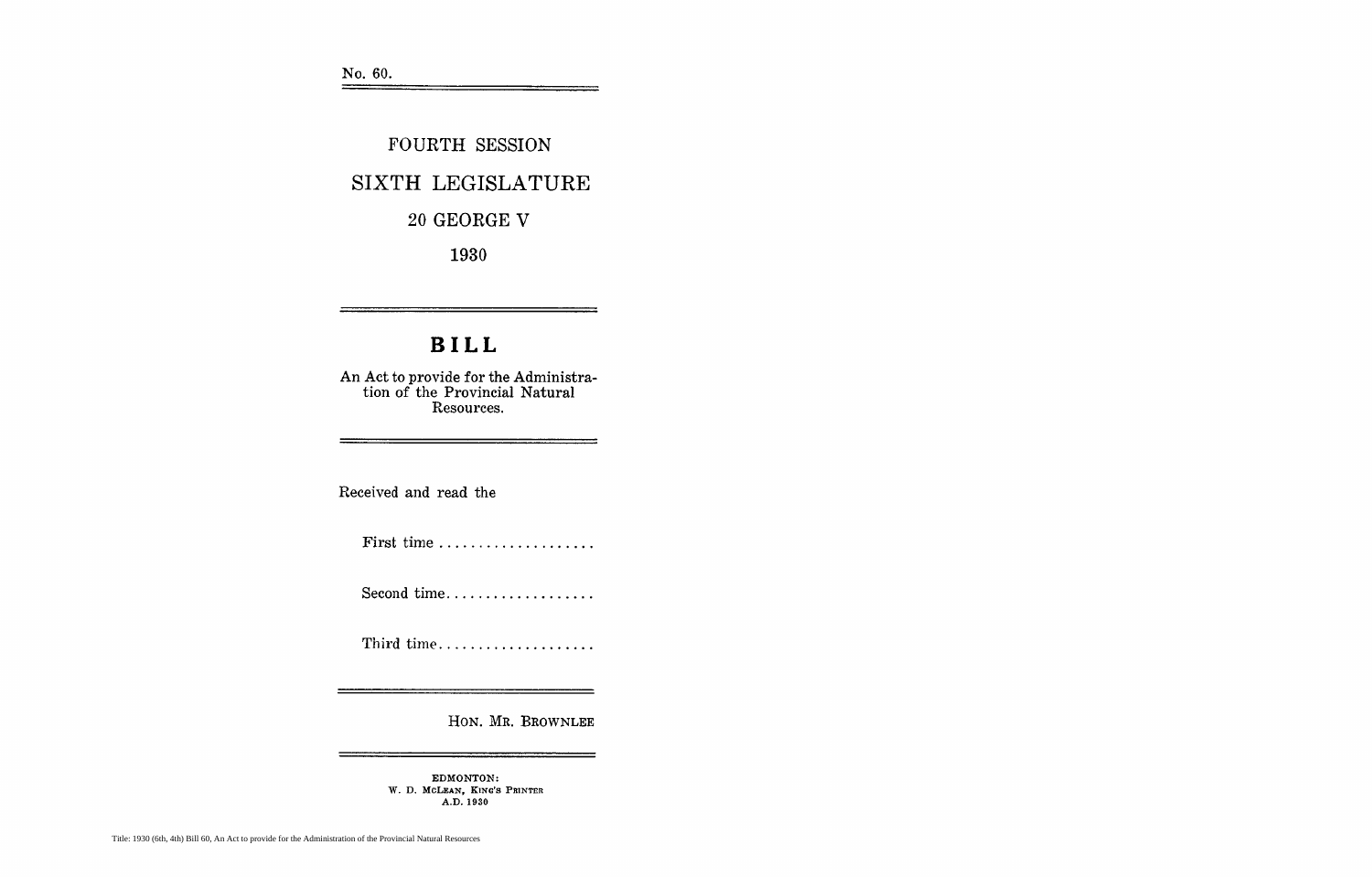No. 60.

FOURTH SESSION

SIXTH LEGISLATURE

20 GEORGE V

1930

# BILL

An Act to provide for the Administration of the Provincial Natural Resources.

Received and read the

First time . . . . . . . . . . . . . . . . . . . .

Second time. . . . . . . . . . . . . . . . . . .

Third time. . . . . . . . . . . . . . . . . . . .

HON. MR. BROWNLEE

EDMONTON:
W. D. McLEAN, KING'S PRINTER
A.D. 1930

Title: 1930 (6th, 4th) Bill 60, An Act to provide for the Administration of the Provincial Natural Resources